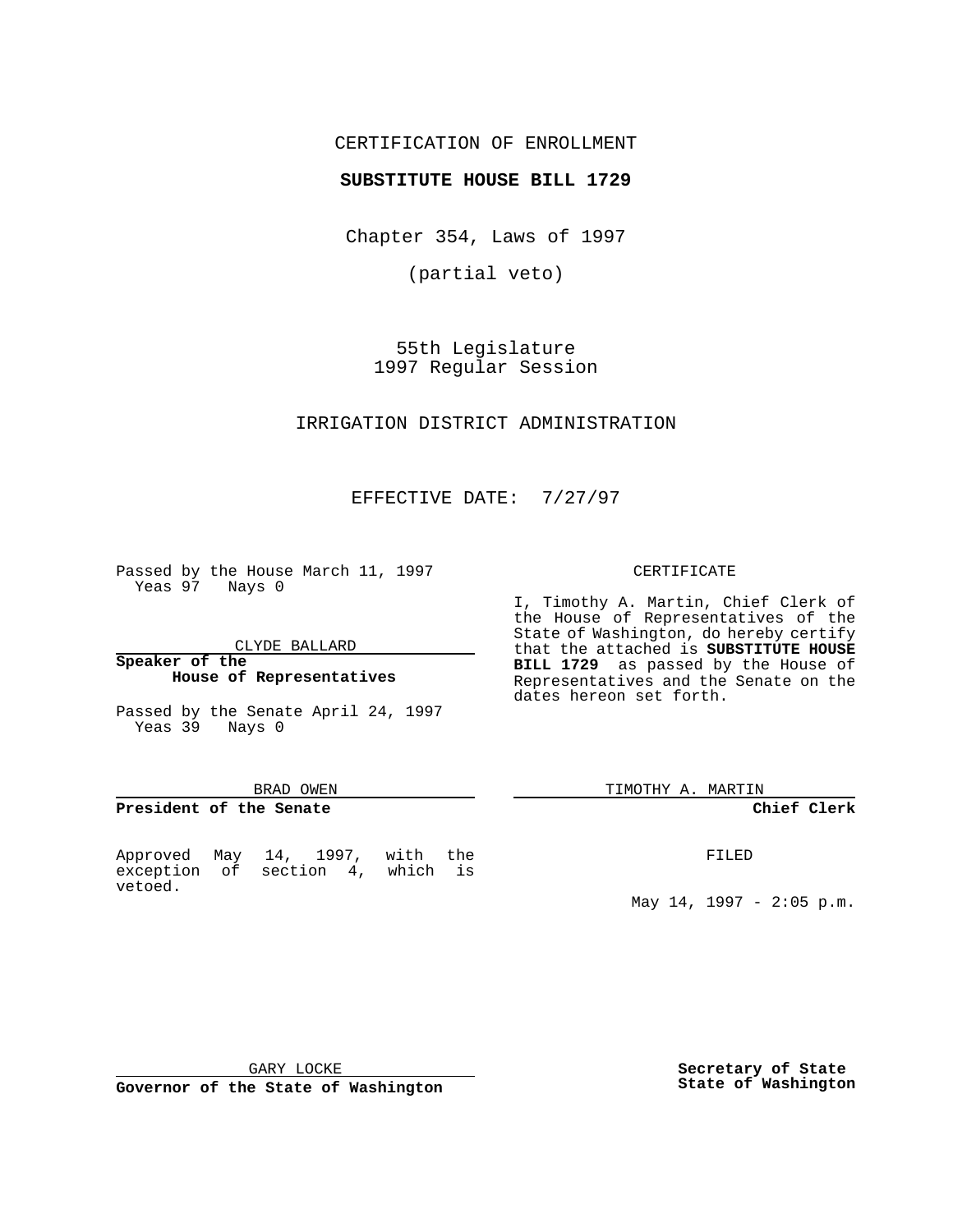CERTIFICATION OF ENROLLMENT

**SUBSTITUTE HOUSE BILL 1729**

Chapter 354, Laws of 1997

(partial veto)

55th Legislature
1997 Regular Session

IRRIGATION DISTRICT ADMINISTRATION

EFFECTIVE DATE: 7/27/97

Passed by the House March 11, 1997
Yeas 97 Nays 0

CLYDE BALLARD

**Speaker of the House of Representatives**

Passed by the Senate April 24, 1997
Yeas 39 Nays 0

BRAD OWEN

**President of the Senate**

Approved May 14, 1997, with the exception of section 4, which is vetoed.

GARY LOCKE

**Governor of the State of Washington**

CERTIFICATE

I, Timothy A. Martin, Chief Clerk of the House of Representatives of the State of Washington, do hereby certify that the attached is **SUBSTITUTE HOUSE BILL 1729** as passed by the House of Representatives and the Senate on the dates hereon set forth.

TIMOTHY A. MARTIN

**Chief Clerk**

FILED

May 14, 1997 - 2:05 p.m.

**Secretary of State State of Washington**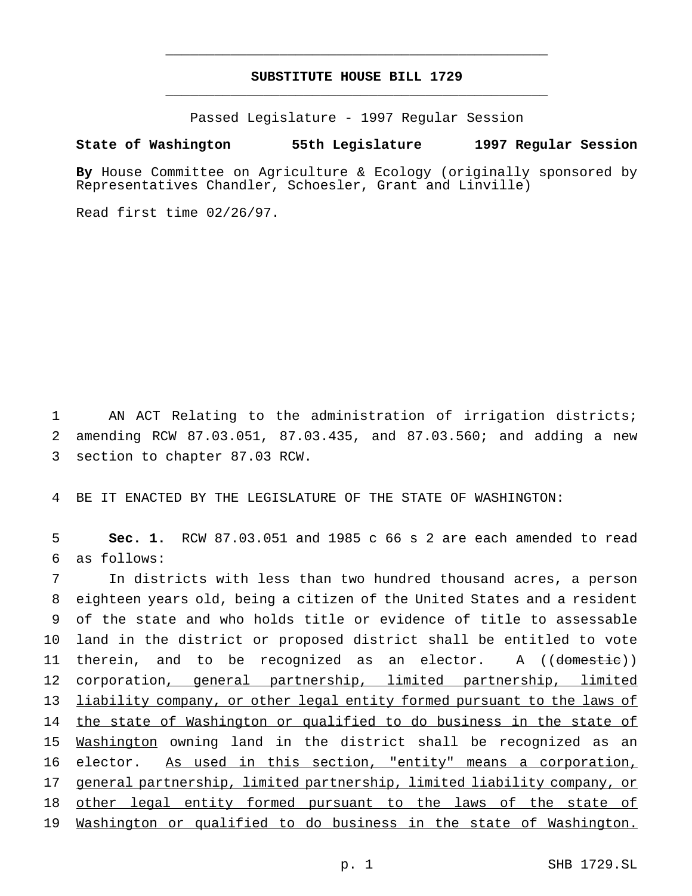# SUBSTITUTE HOUSE BILL 1729

Passed Legislature - 1997 Regular Session

**State of Washington 55th Legislature 1997 Regular Session**

**By** House Committee on Agriculture & Ecology (originally sponsored by Representatives Chandler, Schoesler, Grant and Linville)

Read first time 02/26/97.

AN ACT Relating to the administration of irrigation districts; amending RCW 87.03.051, 87.03.435, and 87.03.560; and adding a new section to chapter 87.03 RCW.

BE IT ENACTED BY THE LEGISLATURE OF THE STATE OF WASHINGTON:

**Sec. 1.** RCW 87.03.051 and 1985 c 66 s 2 are each amended to read as follows:

In districts with less than two hundred thousand acres, a person eighteen years old, being a citizen of the United States and a resident of the state and who holds title or evidence of title to assessable land in the district or proposed district shall be entitled to vote therein, and to be recognized as an elector. A ((~~domestic~~)) corporation<u>, general partnership, limited partnership, limited liability company, or other legal entity formed pursuant to the laws of the state of Washington or qualified to do business in the state of Washington</u> owning land in the district shall be recognized as an elector. <u>As used in this section, "entity" means a corporation, general partnership, limited partnership, limited liability company, or other legal entity formed pursuant to the laws of the state of Washington or qualified to do business in the state of Washington.</u>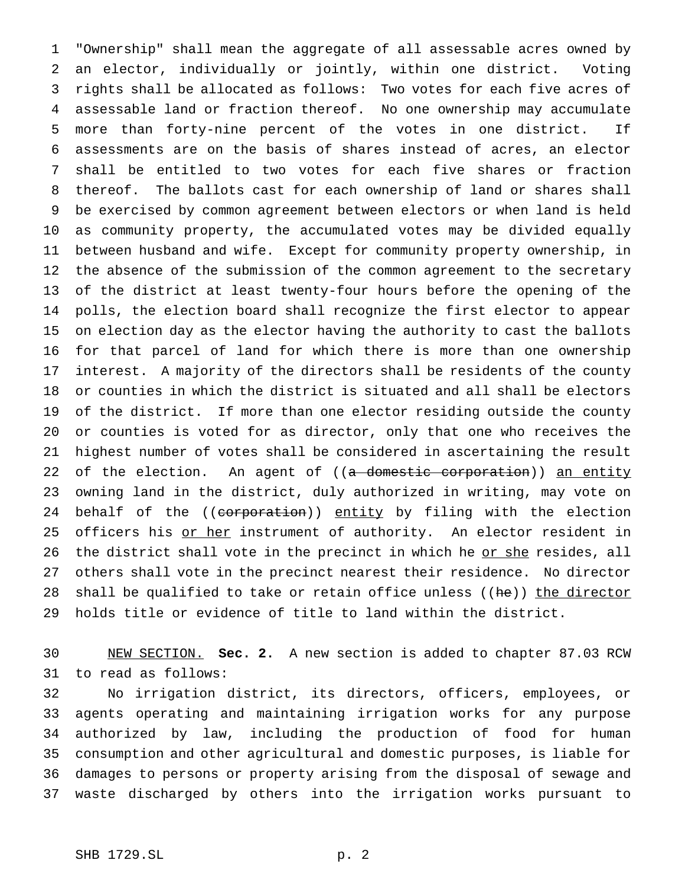"Ownership" shall mean the aggregate of all assessable acres owned by an elector, individually or jointly, within one district. Voting rights shall be allocated as follows: Two votes for each five acres of assessable land or fraction thereof. No one ownership may accumulate more than forty-nine percent of the votes in one district. If assessments are on the basis of shares instead of acres, an elector shall be entitled to two votes for each five shares or fraction thereof. The ballots cast for each ownership of land or shares shall be exercised by common agreement between electors or when land is held as community property, the accumulated votes may be divided equally between husband and wife. Except for community property ownership, in the absence of the submission of the common agreement to the secretary of the district at least twenty-four hours before the opening of the polls, the election board shall recognize the first elector to appear on election day as the elector having the authority to cast the ballots for that parcel of land for which there is more than one ownership interest. A majority of the directors shall be residents of the county or counties in which the district is situated and all shall be electors of the district. If more than one elector residing outside the county or counties is voted for as director, only that one who receives the highest number of votes shall be considered in ascertaining the result of the election. An agent of ((~~a domestic corporation~~)) <u>an entity</u> owning land in the district, duly authorized in writing, may vote on behalf of the ((~~corporation~~)) <u>entity</u> by filing with the election officers his <u>or her</u> instrument of authority. An elector resident in the district shall vote in the precinct in which he <u>or she</u> resides, all others shall vote in the precinct nearest their residence. No director shall be qualified to take or retain office unless ((~~he~~)) <u>the director</u> holds title or evidence of title to land within the district.

<u>NEW SECTION.</u> **Sec. 2.** A new section is added to chapter 87.03 RCW to read as follows:

No irrigation district, its directors, officers, employees, or agents operating and maintaining irrigation works for any purpose authorized by law, including the production of food for human consumption and other agricultural and domestic purposes, is liable for damages to persons or property arising from the disposal of sewage and waste discharged by others into the irrigation works pursuant to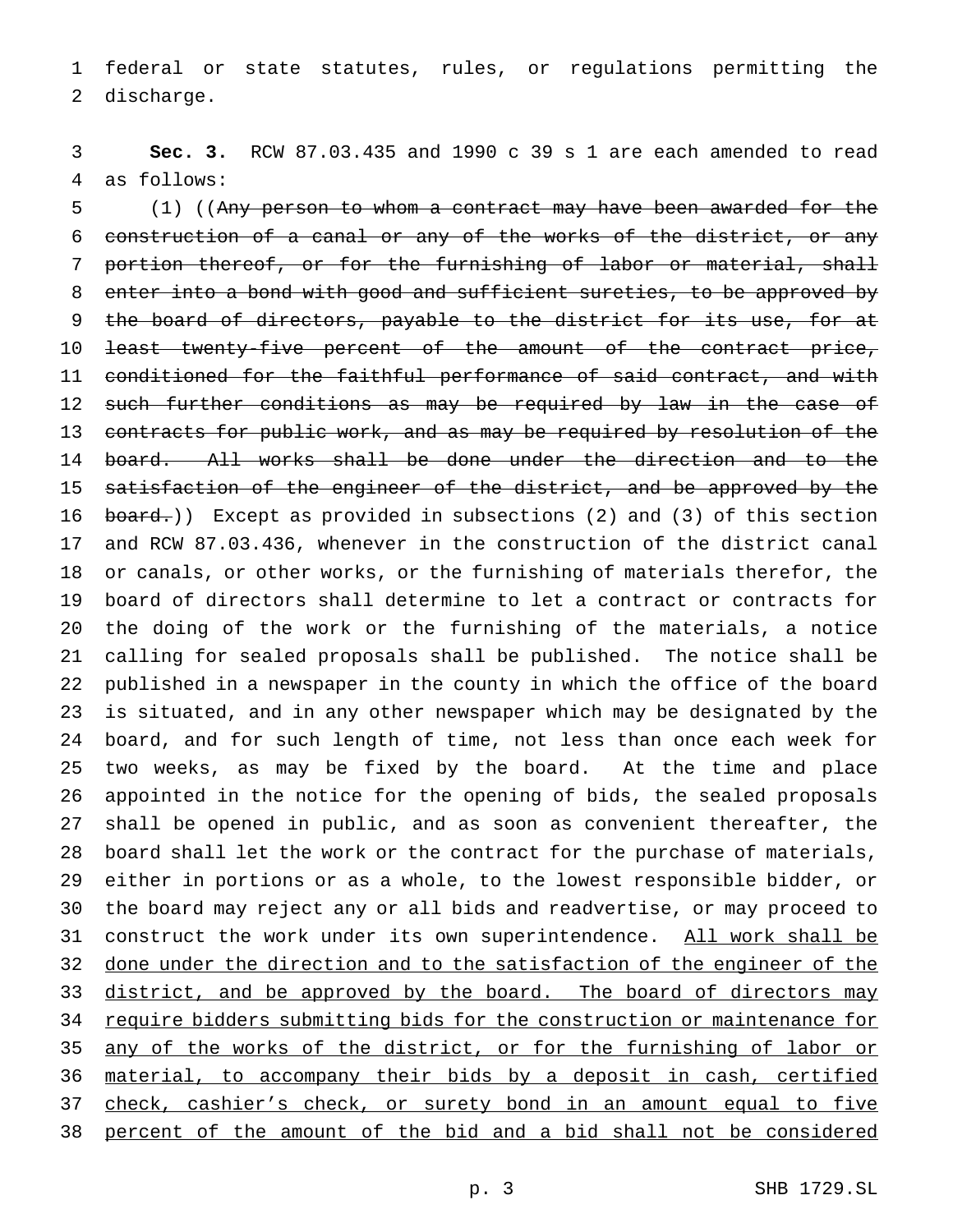federal or state statutes, rules, or regulations permitting the discharge.

**Sec. 3.** RCW 87.03.435 and 1990 c 39 s 1 are each amended to read as follows:

(1) ((~~Any person to whom a contract may have been awarded for the construction of a canal or any of the works of the district, or any portion thereof, or for the furnishing of labor or material, shall enter into a bond with good and sufficient sureties, to be approved by the board of directors, payable to the district for its use, for at least twenty-five percent of the amount of the contract price, conditioned for the faithful performance of said contract, and with such further conditions as may be required by law in the case of contracts for public work, and as may be required by resolution of the board. All works shall be done under the direction and to the satisfaction of the engineer of the district, and be approved by the board.~~)) Except as provided in subsections (2) and (3) of this section and RCW 87.03.436, whenever in the construction of the district canal or canals, or other works, or the furnishing of materials therefor, the board of directors shall determine to let a contract or contracts for the doing of the work or the furnishing of the materials, a notice calling for sealed proposals shall be published. The notice shall be published in a newspaper in the county in which the office of the board is situated, and in any other newspaper which may be designated by the board, and for such length of time, not less than once each week for two weeks, as may be fixed by the board. At the time and place appointed in the notice for the opening of bids, the sealed proposals shall be opened in public, and as soon as convenient thereafter, the board shall let the work or the contract for the purchase of materials, either in portions or as a whole, to the lowest responsible bidder, or the board may reject any or all bids and readvertise, or may proceed to construct the work under its own superintendence. <u>All work shall be done under the direction and to the satisfaction of the engineer of the district, and be approved by the board. The board of directors may require bidders submitting bids for the construction or maintenance for any of the works of the district, or for the furnishing of labor or material, to accompany their bids by a deposit in cash, certified check, cashier's check, or surety bond in an amount equal to five percent of the amount of the bid and a bid shall not be considered</u>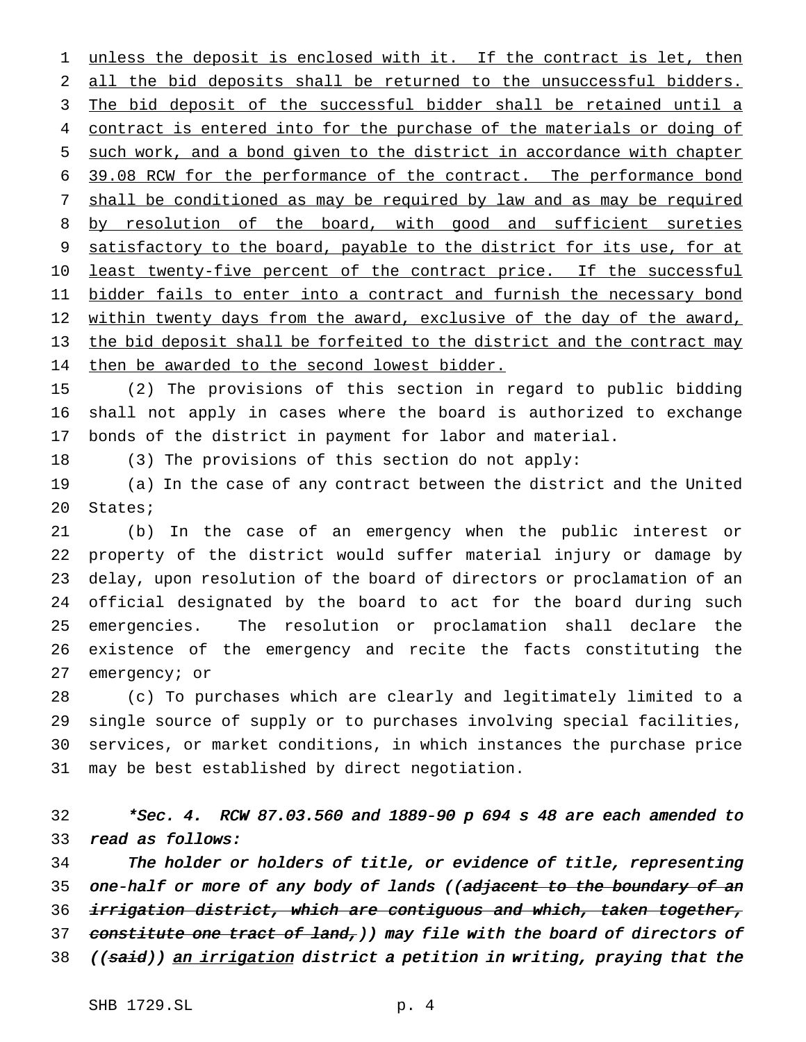unless the deposit is enclosed with it. If the contract is let, then all the bid deposits shall be returned to the unsuccessful bidders. The bid deposit of the successful bidder shall be retained until a contract is entered into for the purchase of the materials or doing of such work, and a bond given to the district in accordance with chapter 39.08 RCW for the performance of the contract. The performance bond shall be conditioned as may be required by law and as may be required by resolution of the board, with good and sufficient sureties satisfactory to the board, payable to the district for its use, for at least twenty-five percent of the contract price. If the successful bidder fails to enter into a contract and furnish the necessary bond within twenty days from the award, exclusive of the day of the award, the bid deposit shall be forfeited to the district and the contract may then be awarded to the second lowest bidder.

(2) The provisions of this section in regard to public bidding shall not apply in cases where the board is authorized to exchange bonds of the district in payment for labor and material.

(3) The provisions of this section do not apply:

(a) In the case of any contract between the district and the United States;

(b) In the case of an emergency when the public interest or property of the district would suffer material injury or damage by delay, upon resolution of the board of directors or proclamation of an official designated by the board to act for the board during such emergencies. The resolution or proclamation shall declare the existence of the emergency and recite the facts constituting the emergency; or

(c) To purchases which are clearly and legitimately limited to a single source of supply or to purchases involving special facilities, services, or market conditions, in which instances the purchase price may be best established by direct negotiation.

*\*Sec. 4. RCW 87.03.560 and 1889-90 p 694 s 48 are each amended to read as follows:*

*The holder or holders of title, or evidence of title, representing one-half or more of any body of lands ((~~adjacent to the boundary of an irrigation district, which are contiguous and which, taken together, constitute one tract of land,~~)) may file with the board of directors of ((~~said~~)) an irrigation district a petition in writing, praying that the*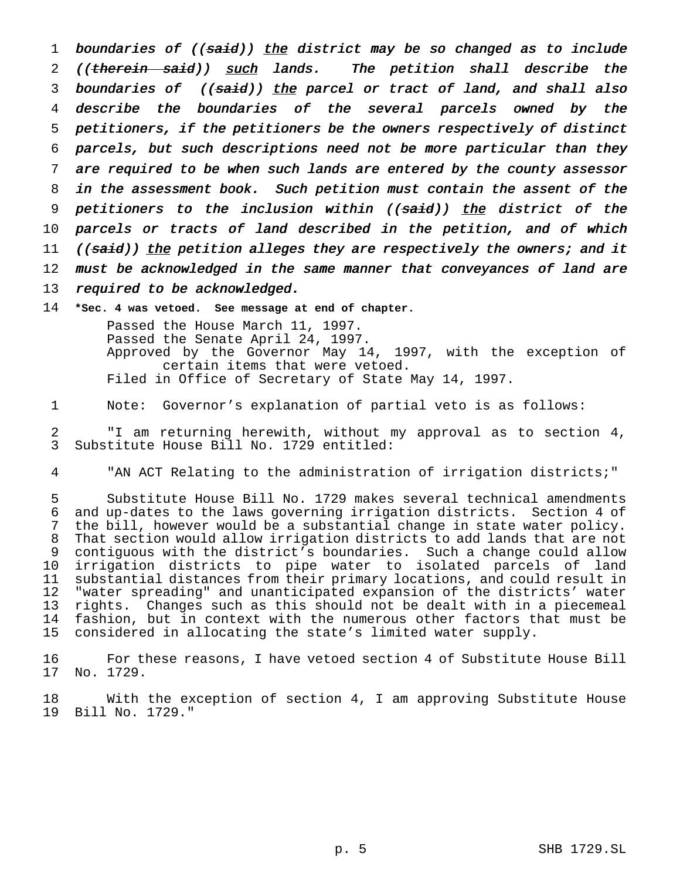*boundaries of ((~~said~~)) <u>the</u> district may be so changed as to include ((~~therein said~~)) <u>such</u> lands. The petition shall describe the boundaries of ((~~said~~)) <u>the</u> parcel or tract of land, and shall also describe the boundaries of the several parcels owned by the petitioners, if the petitioners be the owners respectively of distinct parcels, but such descriptions need not be more particular than they are required to be when such lands are entered by the county assessor in the assessment book. Such petition must contain the assent of the petitioners to the inclusion within ((~~said~~)) <u>the</u> district of the parcels or tracts of land described in the petition, and of which ((~~said~~)) <u>the</u> petition alleges they are respectively the owners; and it must be acknowledged in the same manner that conveyances of land are required to be acknowledged.*

**\*Sec. 4 was vetoed. See message at end of chapter.**

Passed the House March 11, 1997.
Passed the Senate April 24, 1997.
Approved by the Governor May 14, 1997, with the exception of certain items that were vetoed.
Filed in Office of Secretary of State May 14, 1997.

Note: Governor's explanation of partial veto is as follows:

"I am returning herewith, without my approval as to section 4, Substitute House Bill No. 1729 entitled:

"AN ACT Relating to the administration of irrigation districts;"

Substitute House Bill No. 1729 makes several technical amendments and up-dates to the laws governing irrigation districts. Section 4 of the bill, however would be a substantial change in state water policy. That section would allow irrigation districts to add lands that are not contiguous with the district's boundaries. Such a change could allow irrigation districts to pipe water to isolated parcels of land substantial distances from their primary locations, and could result in "water spreading" and unanticipated expansion of the districts' water rights. Changes such as this should not be dealt with in a piecemeal fashion, but in context with the numerous other factors that must be considered in allocating the state's limited water supply.

For these reasons, I have vetoed section 4 of Substitute House Bill No. 1729.

With the exception of section 4, I am approving Substitute House Bill No. 1729."